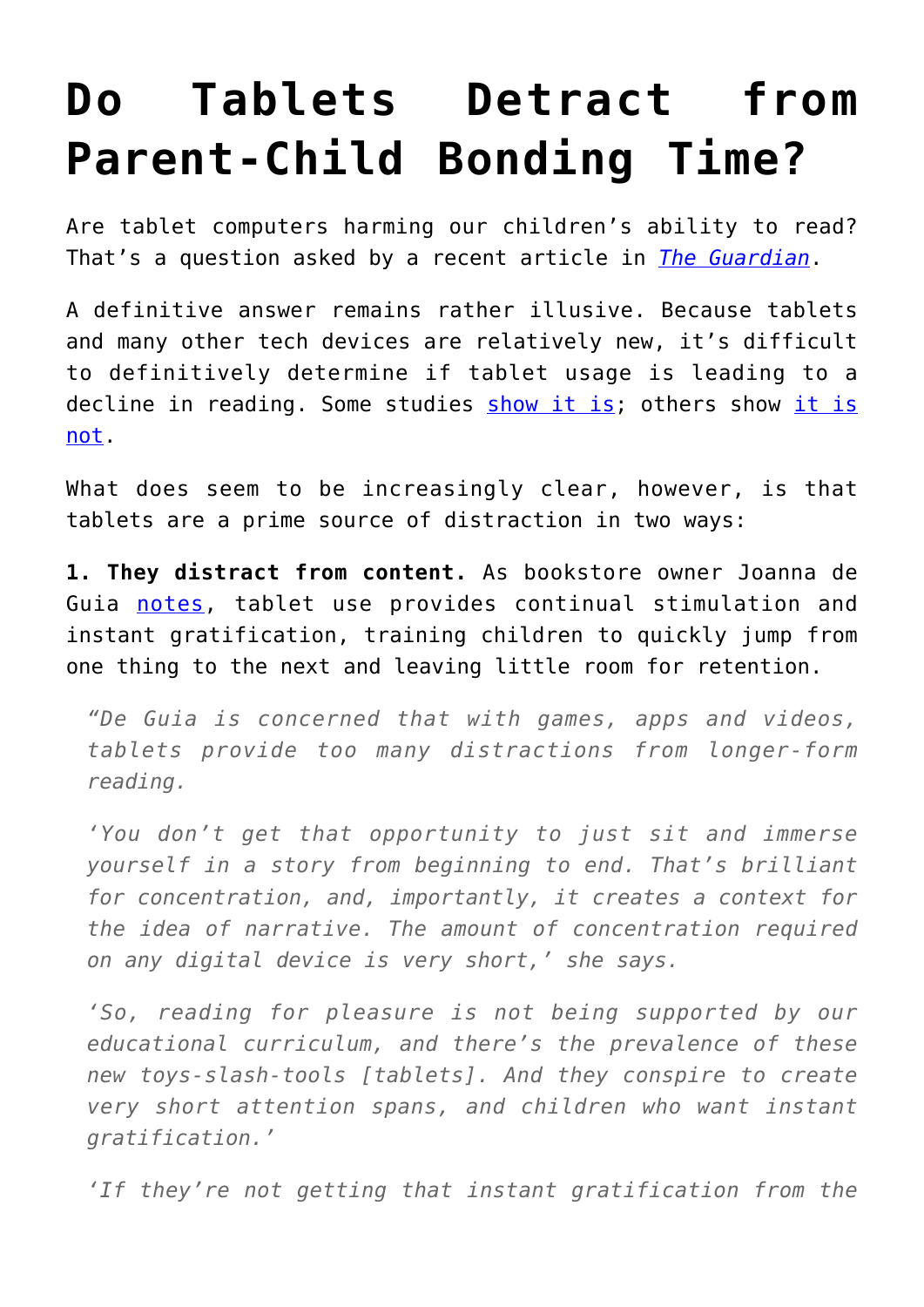# Do Tablets Detract from Parent-Child Bonding Time?

Are tablet computers harming our children's ability to read? That's a question asked by a recent article in *The Guardian*.

A definitive answer remains rather illusive. Because tablets and many other tech devices are relatively new, it's difficult to definitively determine if tablet usage is leading to a decline in reading. Some studies show it is; others show it is not.

What does seem to be increasingly clear, however, is that tablets are a prime source of distraction in two ways:

**1. They distract from content.** As bookstore owner Joanna de Guia notes, tablet use provides continual stimulation and instant gratification, training children to quickly jump from one thing to the next and leaving little room for retention.

> *"De Guia is concerned that with games, apps and videos, tablets provide too many distractions from longer-form reading.*
>
> *'You don't get that opportunity to just sit and immerse yourself in a story from beginning to end. That's brilliant for concentration, and, importantly, it creates a context for the idea of narrative. The amount of concentration required on any digital device is very short,' she says.*
>
> *'So, reading for pleasure is not being supported by our educational curriculum, and there's the prevalence of these new toys-slash-tools [tablets]. And they conspire to create very short attention spans, and children who want instant gratification.'*
>
> *'If they're not getting that instant gratification from the*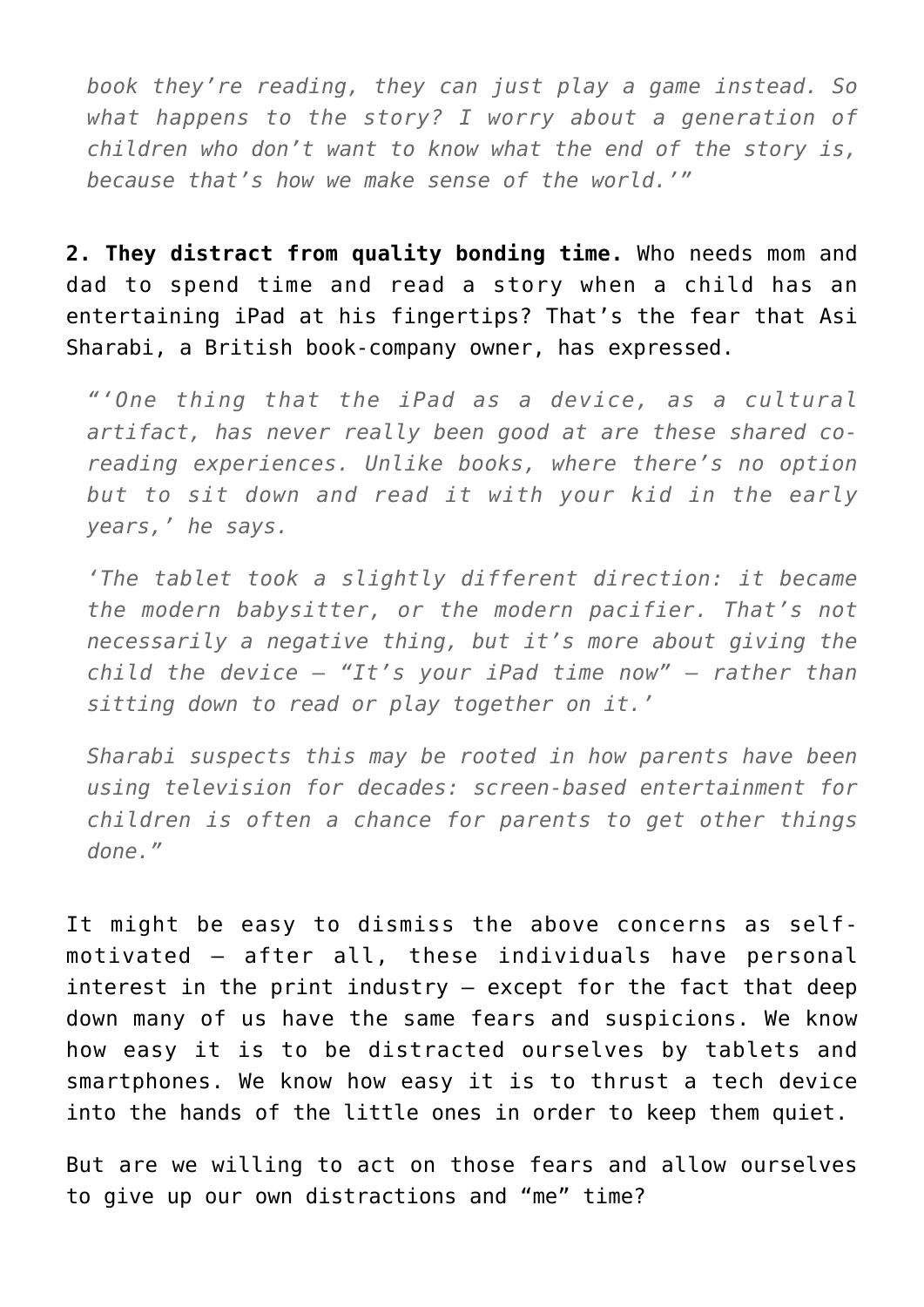> *book they're reading, they can just play a game instead. So what happens to the story? I worry about a generation of children who don't want to know what the end of the story is, because that's how we make sense of the world.'"*

**2. They distract from quality bonding time.** Who needs mom and dad to spend time and read a story when a child has an entertaining iPad at his fingertips? That's the fear that Asi Sharabi, a British book-company owner, has expressed.

> *"'One thing that the iPad as a device, as a cultural artifact, has never really been good at are these shared co-reading experiences. Unlike books, where there's no option but to sit down and read it with your kid in the early years,' he says.*
>
> *'The tablet took a slightly different direction: it became the modern babysitter, or the modern pacifier. That's not necessarily a negative thing, but it's more about giving the child the device – "It's your iPad time now" – rather than sitting down to read or play together on it.'*
>
> *Sharabi suspects this may be rooted in how parents have been using television for decades: screen-based entertainment for children is often a chance for parents to get other things done."*

It might be easy to dismiss the above concerns as self-motivated – after all, these individuals have personal interest in the print industry – except for the fact that deep down many of us have the same fears and suspicions. We know how easy it is to be distracted ourselves by tablets and smartphones. We know how easy it is to thrust a tech device into the hands of the little ones in order to keep them quiet.

But are we willing to act on those fears and allow ourselves to give up our own distractions and "me" time?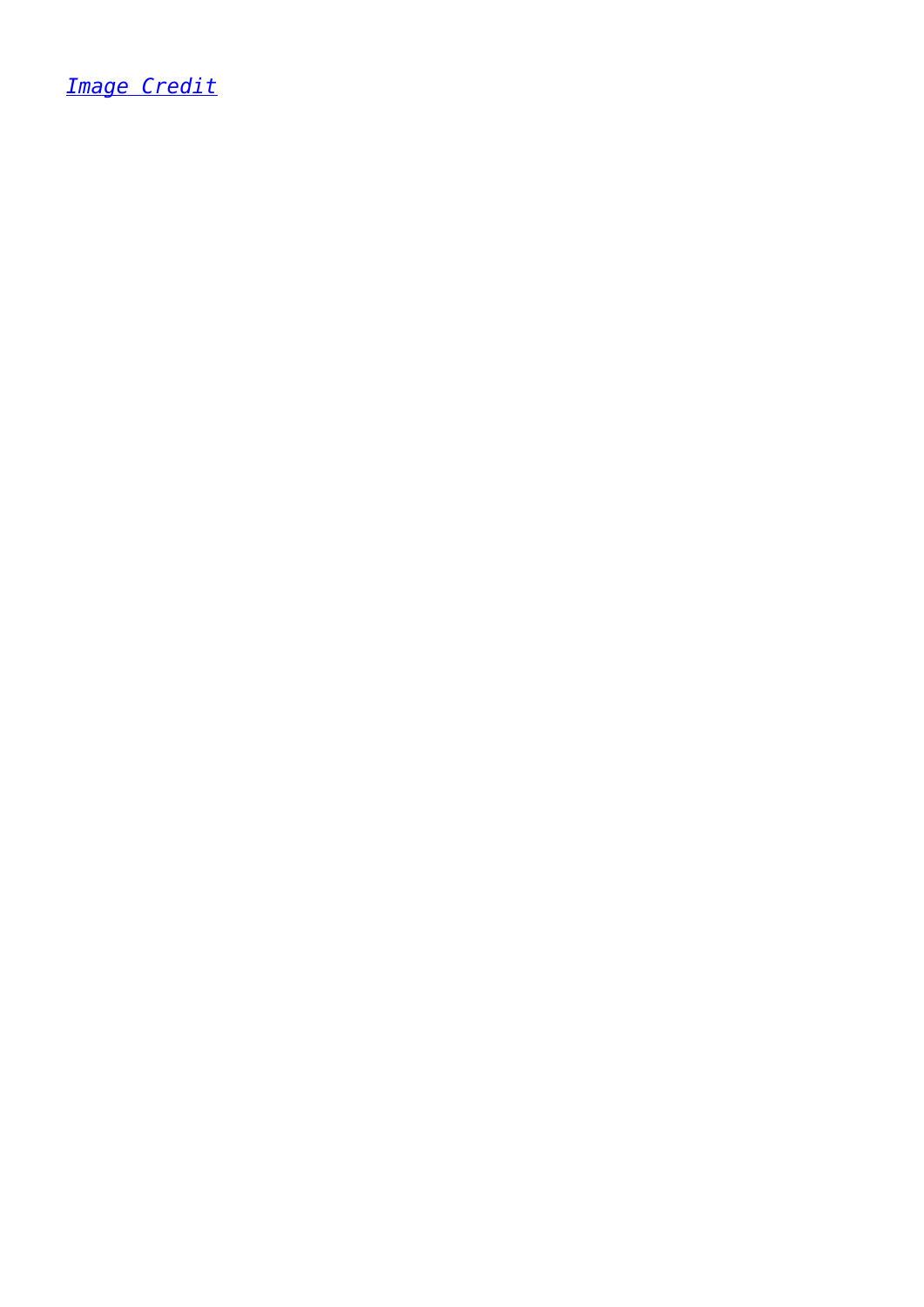[*Image Credit*]